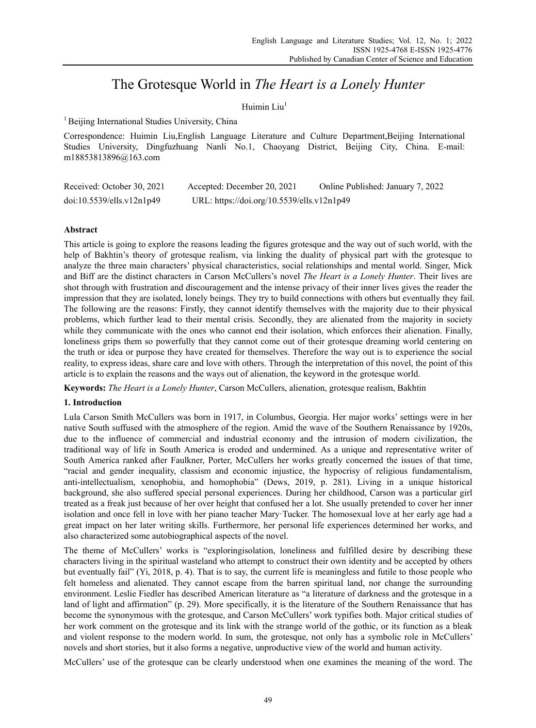# The Grotesque World in *The Heart is a Lonely Hunter*

Huimin Liu[1]

[1] Beijing International Studies University, China

Correspondence: Huimin Liu,English Language Literature and Culture Department,Beijing International Studies University, Dingfuzhuang Nanli No.1, Chaoyang District, Beijing City, China. E-mail: m18853813896@163.com

Received: October 30, 2021 Accepted: December 20, 2021 Online Published: January 7, 2022

doi:10.5539/ells.v12n1p49 URL: https://doi.org/10.5539/ells.v12n1p49

**Abstract**

This article is going to explore the reasons leading the figures grotesque and the way out of such world, with the help of Bakhtin's theory of grotesque realism, via linking the duality of physical part with the grotesque to analyze the three main characters' physical characteristics, social relationships and mental world. Singer, Mick and Biff are the distinct characters in Carson McCullers's novel *The Heart is a Lonely Hunter*. Their lives are shot through with frustration and discouragement and the intense privacy of their inner lives gives the reader the impression that they are isolated, lonely beings. They try to build connections with others but eventually they fail. The following are the reasons: Firstly, they cannot identify themselves with the majority due to their physical problems, which further lead to their mental crisis. Secondly, they are alienated from the majority in society while they communicate with the ones who cannot end their isolation, which enforces their alienation. Finally, loneliness grips them so powerfully that they cannot come out of their grotesque dreaming world centering on the truth or idea or purpose they have created for themselves. Therefore the way out is to experience the social reality, to express ideas, share care and love with others. Through the interpretation of this novel, the point of this article is to explain the reasons and the ways out of alienation, the keyword in the grotesque world.

**Keywords:** *The Heart is a Lonely Hunter*, Carson McCullers, alienation, grotesque realism, Bakhtin

## 1. Introduction

Lula Carson Smith McCullers was born in 1917, in Columbus, Georgia. Her major works' settings were in her native South suffused with the atmosphere of the region. Amid the wave of the Southern Renaissance by 1920s, due to the influence of commercial and industrial economy and the intrusion of modern civilization, the traditional way of life in South America is eroded and undermined. As a unique and representative writer of South America ranked after Faulkner, Porter, McCullers her works greatly concerned the issues of that time, "racial and gender inequality, classism and economic injustice, the hypocrisy of religious fundamentalism, anti-intellectualism, xenophobia, and homophobia" (Dews, 2019, p. 281). Living in a unique historical background, she also suffered special personal experiences. During her childhood, Carson was a particular girl treated as a freak just because of her over height that confused her a lot. She usually pretended to cover her inner isolation and once fell in love with her piano teacher Mary·Tucker. The homosexual love at her early age had a great impact on her later writing skills. Furthermore, her personal life experiences determined her works, and also characterized some autobiographical aspects of the novel.

The theme of McCullers' works is "exploringisolation, loneliness and fulfilled desire by describing these characters living in the spiritual wasteland who attempt to construct their own identity and be accepted by others but eventually fail" (Yi, 2018, p. 4). That is to say, the current life is meaningless and futile to those people who felt homeless and alienated. They cannot escape from the barren spiritual land, nor change the surrounding environment. Leslie Fiedler has described American literature as "a literature of darkness and the grotesque in a land of light and affirmation" (p. 29). More specifically, it is the literature of the Southern Renaissance that has become the synonymous with the grotesque, and Carson McCullers' work typifies both. Major critical studies of her work comment on the grotesque and its link with the strange world of the gothic, or its function as a bleak and violent response to the modern world. In sum, the grotesque, not only has a symbolic role in McCullers' novels and short stories, but it also forms a negative, unproductive view of the world and human activity.

McCullers' use of the grotesque can be clearly understood when one examines the meaning of the word. The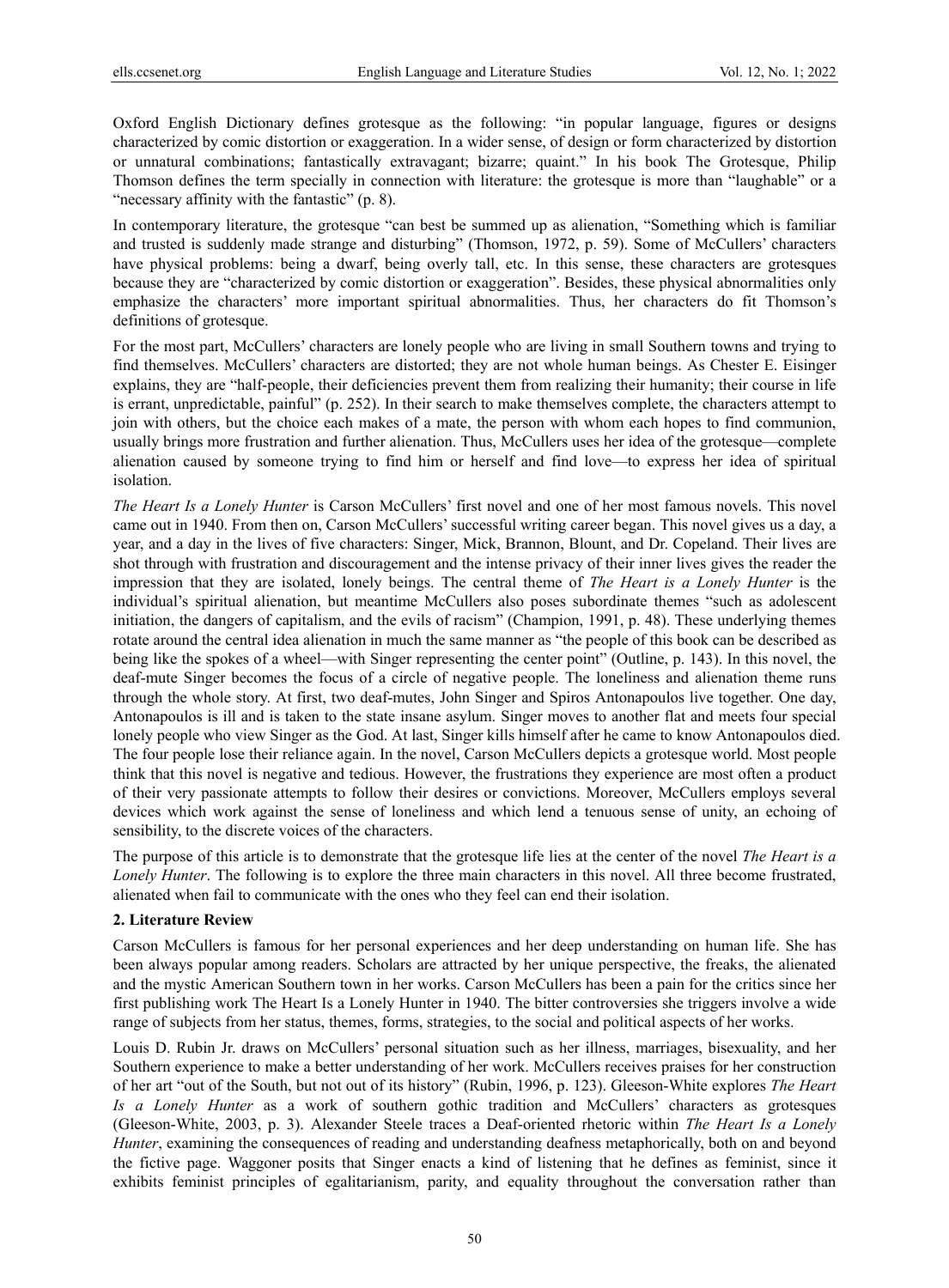Oxford English Dictionary defines grotesque as the following: "in popular language, figures or designs characterized by comic distortion or exaggeration. In a wider sense, of design or form characterized by distortion or unnatural combinations; fantastically extravagant; bizarre; quaint." In his book The Grotesque, Philip Thomson defines the term specially in connection with literature: the grotesque is more than "laughable" or a "necessary affinity with the fantastic" (p. 8).

In contemporary literature, the grotesque "can best be summed up as alienation, "Something which is familiar and trusted is suddenly made strange and disturbing" (Thomson, 1972, p. 59). Some of McCullers' characters have physical problems: being a dwarf, being overly tall, etc. In this sense, these characters are grotesques because they are "characterized by comic distortion or exaggeration". Besides, these physical abnormalities only emphasize the characters' more important spiritual abnormalities. Thus, her characters do fit Thomson's definitions of grotesque.

For the most part, McCullers' characters are lonely people who are living in small Southern towns and trying to find themselves. McCullers' characters are distorted; they are not whole human beings. As Chester E. Eisinger explains, they are "half-people, their deficiencies prevent them from realizing their humanity; their course in life is errant, unpredictable, painful" (p. 252). In their search to make themselves complete, the characters attempt to join with others, but the choice each makes of a mate, the person with whom each hopes to find communion, usually brings more frustration and further alienation. Thus, McCullers uses her idea of the grotesque—complete alienation caused by someone trying to find him or herself and find love—to express her idea of spiritual isolation.

*The Heart Is a Lonely Hunter* is Carson McCullers' first novel and one of her most famous novels. This novel came out in 1940. From then on, Carson McCullers' successful writing career began. This novel gives us a day, a year, and a day in the lives of five characters: Singer, Mick, Brannon, Blount, and Dr. Copeland. Their lives are shot through with frustration and discouragement and the intense privacy of their inner lives gives the reader the impression that they are isolated, lonely beings. The central theme of *The Heart Is a Lonely Hunter* is the individual's spiritual alienation, but meantime McCullers also poses subordinate themes "such as adolescent initiation, the dangers of capitalism, and the evils of racism" (Champion, 1991, p. 48). These underlying themes rotate around the central idea alienation in much the same manner as "the people of this book can be described as being like the spokes of a wheel—with Singer representing the center point" (Outline, p. 143). In this novel, the deaf-mute Singer becomes the focus of a circle of negative people. The loneliness and alienation theme runs through the whole story. At first, two deaf-mutes, John Singer and Spiros Antonapoulos live together. One day, Antonapoulos is ill and is taken to the state insane asylum. Singer moves to another flat and meets four special lonely people who view Singer as the God. At last, Singer kills himself after he came to know Antonapoulos died. The four people lose their reliance again. In the novel, Carson McCullers depicts a grotesque world. Most people think that this novel is negative and tedious. However, the frustrations they experience are most often a product of their very passionate attempts to follow their desires or convictions. Moreover, McCullers employs several devices which work against the sense of loneliness and which lend a tenuous sense of unity, an echoing of sensibility, to the discrete voices of the characters.

The purpose of this article is to demonstrate that the grotesque life lies at the center of the novel *The Heart is a Lonely Hunter*. The following is to explore the three main characters in this novel. All three become frustrated, alienated when fail to communicate with the ones who they feel can end their isolation.

## 2. Literature Review

Carson McCullers is famous for her personal experiences and her deep understanding on human life. She has been always popular among readers. Scholars are attracted by her unique perspective, the freaks, the alienated and the mystic American Southern town in her works. Carson McCullers has been a pain for the critics since her first publishing work The Heart Is a Lonely Hunter in 1940. The bitter controversies she triggers involve a wide range of subjects from her status, themes, forms, strategies, to the social and political aspects of her works.

Louis D. Rubin Jr. draws on McCullers' personal situation such as her illness, marriages, bisexuality, and her Southern experience to make a better understanding of her work. McCullers receives praises for her construction of her art "out of the South, but not out of its history" (Rubin, 1996, p. 123). Gleeson-White explores *The Heart Is a Lonely Hunter* as a work of southern gothic tradition and McCullers' characters as grotesques (Gleeson-White, 2003, p. 3). Alexander Steele traces a Deaf-oriented rhetoric within *The Heart Is a Lonely Hunter*, examining the consequences of reading and understanding deafness metaphorically, both on and beyond the fictive page. Waggoner posits that Singer enacts a kind of listening that he defines as feminist, since it exhibits feminist principles of egalitarianism, parity, and equality throughout the conversation rather than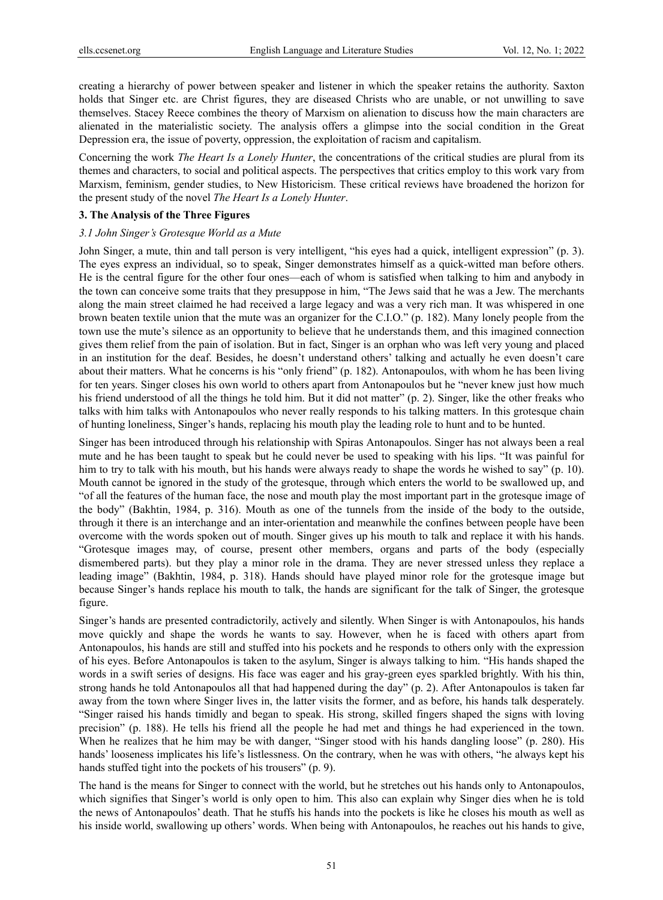creating a hierarchy of power between speaker and listener in which the speaker retains the authority. Saxton holds that Singer etc. are Christ figures, they are diseased Christs who are unable, or not unwilling to save themselves. Stacey Reece combines the theory of Marxism on alienation to discuss how the main characters are alienated in the materialistic society. The analysis offers a glimpse into the social condition in the Great Depression era, the issue of poverty, oppression, the exploitation of racism and capitalism.

Concerning the work *The Heart Is a Lonely Hunter*, the concentrations of the critical studies are plural from its themes and characters, to social and political aspects. The perspectives that critics employ to this work vary from Marxism, feminism, gender studies, to New Historicism. These critical reviews have broadened the horizon for the present study of the novel *The Heart Is a Lonely Hunter*.

## 3. The Analysis of the Three Figures

### *3.1 John Singer's Grotesque World as a Mute*

John Singer, a mute, thin and tall person is very intelligent, "his eyes had a quick, intelligent expression" (p. 3). The eyes express an individual, so to speak, Singer demonstrates himself as a quick-witted man before others. He is the central figure for the other four ones—each of whom is satisfied when talking to him and anybody in the town can conceive some traits that they presuppose in him, "The Jews said that he was a Jew. The merchants along the main street claimed he had received a large legacy and was a very rich man. It was whispered in one brown beaten textile union that the mute was an organizer for the C.I.O." (p. 182). Many lonely people from the town use the mute's silence as an opportunity to believe that he understands them, and this imagined connection gives them relief from the pain of isolation. But in fact, Singer is an orphan who was left very young and placed in an institution for the deaf. Besides, he doesn't understand others' talking and actually he even doesn't care about their matters. What he concerns is his "only friend" (p. 182). Antonapoulos, with whom he has been living for ten years. Singer closes his own world to others apart from Antonapoulos but he "never knew just how much his friend understood of all the things he told him. But it did not matter" (p. 2). Singer, like the other freaks who talks with him talks with Antonapoulos who never really responds to his talking matters. In this grotesque chain of hunting loneliness, Singer's hands, replacing his mouth play the leading role to hunt and to be hunted.

Singer has been introduced through his relationship with Spiras Antonapoulos. Singer has not always been a real mute and he has been taught to speak but he could never be used to speaking with his lips. "It was painful for him to try to talk with his mouth, but his hands were always ready to shape the words he wished to say" (p. 10). Mouth cannot be ignored in the study of the grotesque, through which enters the world to be swallowed up, and "of all the features of the human face, the nose and mouth play the most important part in the grotesque image of the body" (Bakhtin, 1984, p. 316). Mouth as one of the tunnels from the inside of the body to the outside, through it there is an interchange and an inter-orientation and meanwhile the confines between people have been overcome with the words spoken out of mouth. Singer gives up his mouth to talk and replace it with his hands. "Grotesque images may, of course, present other members, organs and parts of the body (especially dismembered parts). but they play a minor role in the drama. They are never stressed unless they replace a leading image" (Bakhtin, 1984, p. 318). Hands should have played minor role for the grotesque image but because Singer's hands replace his mouth to talk, the hands are significant for the talk of Singer, the grotesque figure.

Singer's hands are presented contradictorily, actively and silently. When Singer is with Antonapoulos, his hands move quickly and shape the words he wants to say. However, when he is faced with others apart from Antonapoulos, his hands are still and stuffed into his pockets and he responds to others only with the expression of his eyes. Before Antonapoulos is taken to the asylum, Singer is always talking to him. "His hands shaped the words in a swift series of designs. His face was eager and his gray-green eyes sparkled brightly. With his thin, strong hands he told Antonapoulos all that had happened during the day" (p. 2). After Antonapoulos is taken far away from the town where Singer lives in, the latter visits the former, and as before, his hands talk desperately. "Singer raised his hands timidly and began to speak. His strong, skilled fingers shaped the signs with loving precision" (p. 188). He tells his friend all the people he had met and things he had experienced in the town. When he realizes that he him may be with danger, "Singer stood with his hands dangling loose" (p. 280). His hands' looseness implicates his life's listlessness. On the contrary, when he was with others, "he always kept his hands stuffed tight into the pockets of his trousers" (p. 9).

The hand is the means for Singer to connect with the world, but he stretches out his hands only to Antonapoulos, which signifies that Singer's world is only open to him. This also can explain why Singer dies when he is told the news of Antonapoulos' death. That he stuffs his hands into the pockets is like he closes his mouth as well as his inside world, swallowing up others' words. When being with Antonapoulos, he reaches out his hands to give,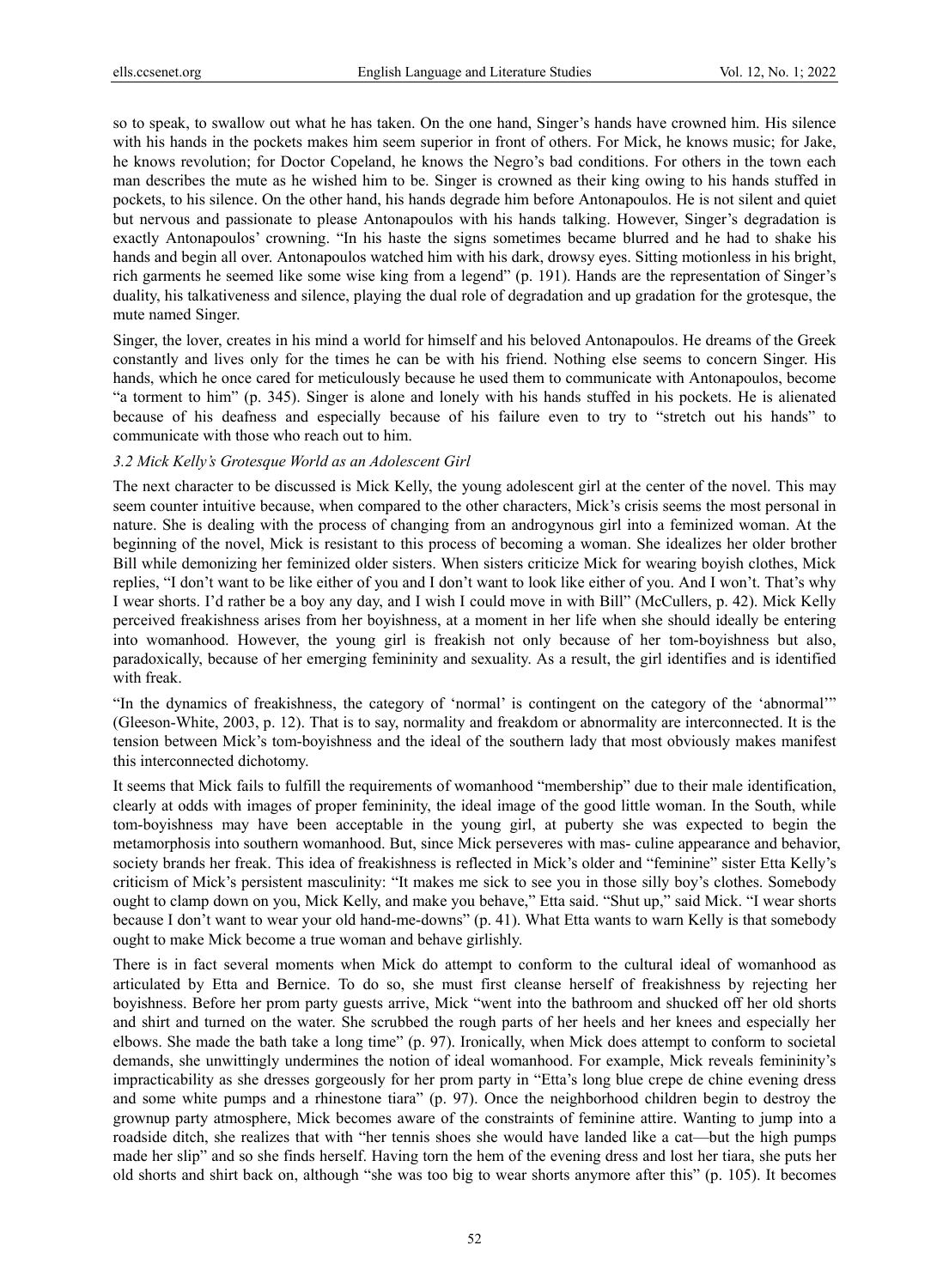so to speak, to swallow out what he has taken. On the one hand, Singer's hands have crowned him. His silence with his hands in the pockets makes him seem superior in front of others. For Mick, he knows music; for Jake, he knows revolution; for Doctor Copeland, he knows the Negro's bad conditions. For others in the town each man describes the mute as he wished him to be. Singer is crowned as their king owing to his hands stuffed in pockets, to his silence. On the other hand, his hands degrade him before Antonapoulos. He is not silent and quiet but nervous and passionate to please Antonapoulos with his hands talking. However, Singer's degradation is exactly Antonapoulos' crowning. "In his haste the signs sometimes became blurred and he had to shake his hands and begin all over. Antonapoulos watched him with his dark, drowsy eyes. Sitting motionless in his bright, rich garments he seemed like some wise king from a legend" (p. 191). Hands are the representation of Singer's duality, his talkativeness and silence, playing the dual role of degradation and up gradation for the grotesque, the mute named Singer.

Singer, the lover, creates in his mind a world for himself and his beloved Antonapoulos. He dreams of the Greek constantly and lives only for the times he can be with his friend. Nothing else seems to concern Singer. His hands, which he once cared for meticulously because he used them to communicate with Antonapoulos, become "a torment to him" (p. 345). Singer is alone and lonely with his hands stuffed in his pockets. He is alienated because of his deafness and especially because of his failure even to try to "stretch out his hands" to communicate with those who reach out to him.

### *3.2 Mick Kelly's Grotesque World as an Adolescent Girl*

The next character to be discussed is Mick Kelly, the young adolescent girl at the center of the novel. This may seem counter intuitive because, when compared to the other characters, Mick's crisis seems the most personal in nature. She is dealing with the process of changing from an androgynous girl into a feminized woman. At the beginning of the novel, Mick is resistant to this process of becoming a woman. She idealizes her older brother Bill while demonizing her feminized older sisters. When sisters criticize Mick for wearing boyish clothes, Mick replies, "I don't want to be like either of you and I don't want to look like either of you. And I won't. That's why I wear shorts. I'd rather be a boy any day, and I wish I could move in with Bill" (McCullers, p. 42). Mick Kelly perceived freakishness arises from her boyishness, at a moment in her life when she should ideally be entering into womanhood. However, the young girl is freakish not only because of her tom-boyishness but also, paradoxically, because of her emerging femininity and sexuality. As a result, the girl identifies and is identified with freak.

"In the dynamics of freakishness, the category of 'normal' is contingent on the category of the 'abnormal'" (Gleeson-White, 2003, p. 12). That is to say, normality and freakdom or abnormality are interconnected. It is the tension between Mick's tom-boyishness and the ideal of the southern lady that most obviously makes manifest this interconnected dichotomy.

It seems that Mick fails to fulfill the requirements of womanhood "membership" due to their male identification, clearly at odds with images of proper femininity, the ideal image of the good little woman. In the South, while tom-boyishness may have been acceptable in the young girl, at puberty she was expected to begin the metamorphosis into southern womanhood. But, since Mick perseveres with mas- culine appearance and behavior, society brands her freak. This idea of freakishness is reflected in Mick's older and "feminine" sister Etta Kelly's criticism of Mick's persistent masculinity: "It makes me sick to see you in those silly boy's clothes. Somebody ought to clamp down on you, Mick Kelly, and make you behave," Etta said. "Shut up," said Mick. "I wear shorts because I don't want to wear your old hand-me-downs" (p. 41). What Etta wants to warn Kelly is that somebody ought to make Mick become a true woman and behave girlishly.

There is in fact several moments when Mick do attempt to conform to the cultural ideal of womanhood as articulated by Etta and Bernice. To do so, she must first cleanse herself of freakishness by rejecting her boyishness. Before her prom party guests arrive, Mick "went into the bathroom and shucked off her old shorts and shirt and turned on the water. She scrubbed the rough parts of her heels and her knees and especially her elbows. She made the bath take a long time" (p. 97). Ironically, when Mick does attempt to conform to societal demands, she unwittingly undermines the notion of ideal womanhood. For example, Mick reveals femininity's impracticability as she dresses gorgeously for her prom party in "Etta's long blue crepe de chine evening dress and some white pumps and a rhinestone tiara" (p. 97). Once the neighborhood children begin to destroy the grownup party atmosphere, Mick becomes aware of the constraints of feminine attire. Wanting to jump into a roadside ditch, she realizes that with "her tennis shoes she would have landed like a cat—but the high pumps made her slip" and so she finds herself. Having torn the hem of the evening dress and lost her tiara, she puts her old shorts and shirt back on, although "she was too big to wear shorts anymore after this" (p. 105). It becomes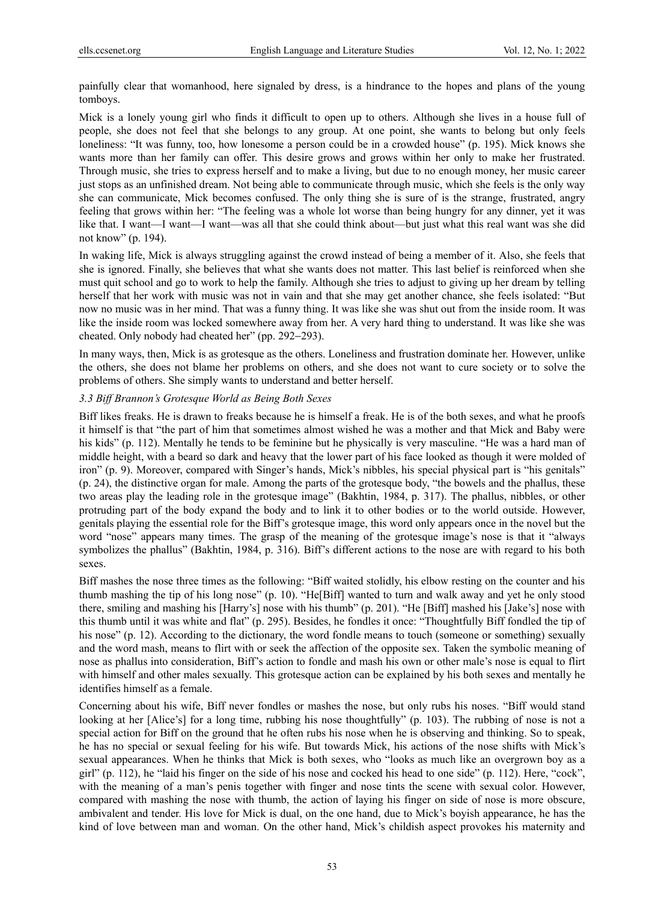painfully clear that womanhood, here signaled by dress, is a hindrance to the hopes and plans of the young tomboys.

Mick is a lonely young girl who finds it difficult to open up to others. Although she lives in a house full of people, she does not feel that she belongs to any group. At one point, she wants to belong but only feels loneliness: "It was funny, too, how lonesome a person could be in a crowded house" (p. 195). Mick knows she wants more than her family can offer. This desire grows and grows within her only to make her frustrated. Through music, she tries to express herself and to make a living, but due to no enough money, her music career just stops as an unfinished dream. Not being able to communicate through music, which she feels is the only way she can communicate, Mick becomes confused. The only thing she is sure of is the strange, frustrated, angry feeling that grows within her: "The feeling was a whole lot worse than being hungry for any dinner, yet it was like that. I want—I want—I want—was all that she could think about—but just what this real want was she did not know" (p. 194).

In waking life, Mick is always struggling against the crowd instead of being a member of it. Also, she feels that she is ignored. Finally, she believes that what she wants does not matter. This last belief is reinforced when she must quit school and go to work to help the family. Although she tries to adjust to giving up her dream by telling herself that her work with music was not in vain and that she may get another chance, she feels isolated: "But now no music was in her mind. That was a funny thing. It was like she was shut out from the inside room. It was like the inside room was locked somewhere away from her. A very hard thing to understand. It was like she was cheated. Only nobody had cheated her" (pp. 292–293).

In many ways, then, Mick is as grotesque as the others. Loneliness and frustration dominate her. However, unlike the others, she does not blame her problems on others, and she does not want to cure society or to solve the problems of others. She simply wants to understand and better herself.

### *3.3 Biff Brannon's Grotesque World as Being Both Sexes*

Biff likes freaks. He is drawn to freaks because he is himself a freak. He is of the both sexes, and what he proofs it himself is that "the part of him that sometimes almost wished he was a mother and that Mick and Baby were his kids" (p. 112). Mentally he tends to be feminine but he physically is very masculine. "He was a hard man of middle height, with a beard so dark and heavy that the lower part of his face looked as though it were molded of iron" (p. 9). Moreover, compared with Singer's hands, Mick's nibbles, his special physical part is "his genitals" (p. 24), the distinctive organ for male. Among the parts of the grotesque body, "the bowels and the phallus, these two areas play the leading role in the grotesque image" (Bakhtin, 1984, p. 317). The phallus, nibbles, or other protruding part of the body expand the body and to link it to other bodies or to the world outside. However, genitals playing the essential role for the Biff's grotesque image, this word only appears once in the novel but the word "nose" appears many times. The grasp of the meaning of the grotesque image's nose is that it "always symbolizes the phallus" (Bakhtin, 1984, p. 316). Biff's different actions to the nose are with regard to his both sexes.

Biff mashes the nose three times as the following: "Biff waited stolidly, his elbow resting on the counter and his thumb mashing the tip of his long nose" (p. 10). "He[Biff] wanted to turn and walk away and yet he only stood there, smiling and mashing his [Harry's] nose with his thumb" (p. 201). "He [Biff] mashed his [Jake's] nose with this thumb until it was white and flat" (p. 295). Besides, he fondles it once: "Thoughtfully Biff fondled the tip of his nose" (p. 12). According to the dictionary, the word fondle means to touch (someone or something) sexually and the word mash, means to flirt with or seek the affection of the opposite sex. Taken the symbolic meaning of nose as phallus into consideration, Biff's action to fondle and mash his own or other male's nose is equal to flirt with himself and other males sexually. This grotesque action can be explained by his both sexes and mentally he identifies himself as a female.

Concerning about his wife, Biff never fondles or mashes the nose, but only rubs his noses. "Biff would stand looking at her [Alice's] for a long time, rubbing his nose thoughtfully" (p. 103). The rubbing of nose is not a special action for Biff on the ground that he often rubs his nose when he is observing and thinking. So to speak, he has no special or sexual feeling for his wife. But towards Mick, his actions of the nose shifts with Mick's sexual appearances. When he thinks that Mick is both sexes, who "looks as much like an overgrown boy as a girl" (p. 112), he "laid his finger on the side of his nose and cocked his head to one side" (p. 112). Here, "cock", with the meaning of a man's penis together with finger and nose tints the scene with sexual color. However, compared with mashing the nose with thumb, the action of laying his finger on side of nose is more obscure, ambivalent and tender. His love for Mick is dual, on the one hand, due to Mick's boyish appearance, he has the kind of love between man and woman. On the other hand, Mick's childish aspect provokes his maternity and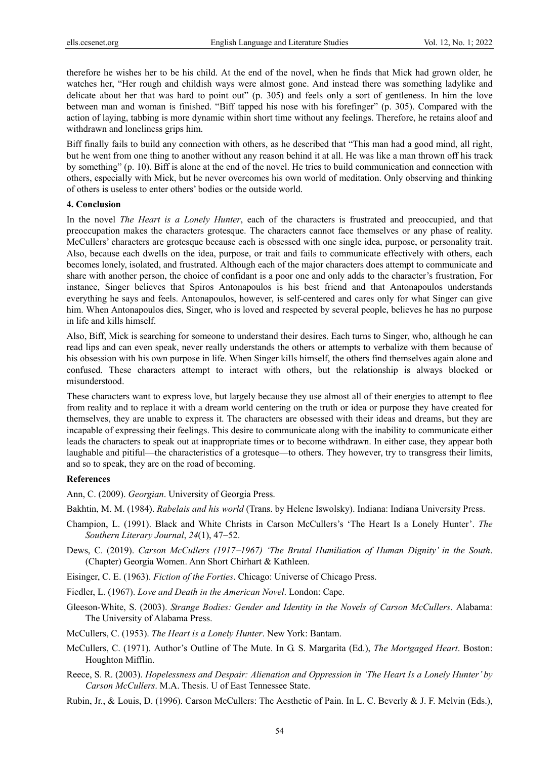therefore he wishes her to be his child. At the end of the novel, when he finds that Mick had grown older, he watches her, "Her rough and childish ways were almost gone. And instead there was something ladylike and delicate about her that was hard to point out" (p. 305) and feels only a sort of gentleness. In him the love between man and woman is finished. "Biff tapped his nose with his forefinger" (p. 305). Compared with the action of laying, tabbing is more dynamic within short time without any feelings. Therefore, he retains aloof and withdrawn and loneliness grips him.

Biff finally fails to build any connection with others, as he described that "This man had a good mind, all right, but he went from one thing to another without any reason behind it at all. He was like a man thrown off his track by something" (p. 10). Biff is alone at the end of the novel. He tries to build communication and connection with others, especially with Mick, but he never overcomes his own world of meditation. Only observing and thinking of others is useless to enter others' bodies or the outside world.

## 4. Conclusion

In the novel *The Heart is a Lonely Hunter*, each of the characters is frustrated and preoccupied, and that preoccupation makes the characters grotesque. The characters cannot face themselves or any phase of reality. McCullers' characters are grotesque because each is obsessed with one single idea, purpose, or personality trait. Also, because each dwells on the idea, purpose, or trait and fails to communicate effectively with others, each becomes lonely, isolated, and frustrated. Although each of the major characters does attempt to communicate and share with another person, the choice of confidant is a poor one and only adds to the character's frustration, For instance, Singer believes that Spiros Antonapoulos is his best friend and that Antonapoulos understands everything he says and feels. Antonapoulos, however, is self-centered and cares only for what Singer can give him. When Antonapoulos dies, Singer, who is loved and respected by several people, believes he has no purpose in life and kills himself.

Also, Biff, Mick is searching for someone to understand their desires. Each turns to Singer, who, although he can read lips and can even speak, never really understands the others or attempts to verbalize with them because of his obsession with his own purpose in life. When Singer kills himself, the others find themselves again alone and confused. These characters attempt to interact with others, but the relationship is always blocked or misunderstood.

These characters want to express love, but largely because they use almost all of their energies to attempt to flee from reality and to replace it with a dream world centering on the truth or idea or purpose they have created for themselves, they are unable to express it. The characters are obsessed with their ideas and dreams, but they are incapable of expressing their feelings. This desire to communicate along with the inability to communicate either leads the characters to speak out at inappropriate times or to become withdrawn. In either case, they appear both laughable and pitiful—the characteristics of a grotesque—to others. They however, try to transgress their limits, and so to speak, they are on the road of becoming.

## References

Ann, C. (2009). *Georgian*. University of Georgia Press.

Bakhtin, M. M. (1984). *Rabelais and his world* (Trans. by Helene Iswolsky). Indiana: Indiana University Press.

Champion, L. (1991). Black and White Christs in Carson McCullers's 'The Heart Is a Lonely Hunter'. *The Southern Literary Journal*, *24*(1), 47–52.

Dews, C. (2019). *Carson McCullers (1917–1967) 'The Brutal Humiliation of Human Dignity' in the South*. (Chapter) Georgia Women. Ann Short Chirhart & Kathleen.

Eisinger, C. E. (1963). *Fiction of the Forties*. Chicago: Universe of Chicago Press.

Fiedler, L. (1967). *Love and Death in the American Novel*. London: Cape.

Gleeson-White, S. (2003). *Strange Bodies: Gender and Identity in the Novels of Carson McCullers*. Alabama: The University of Alabama Press.

McCullers, C. (1953). *The Heart is a Lonely Hunter*. New York: Bantam.

McCullers, C. (1971). Author's Outline of The Mute. In G. S. Margarita (Ed.), *The Mortgaged Heart*. Boston: Houghton Mifflin.

Reece, S. R. (2003). *Hopelessness and Despair: Alienation and Oppression in 'The Heart Is a Lonely Hunter' by Carson McCullers*. M.A. Thesis. U of East Tennessee State.

Rubin, Jr., & Louis, D. (1996). Carson McCullers: The Aesthetic of Pain. In L. C. Beverly & J. F. Melvin (Eds.),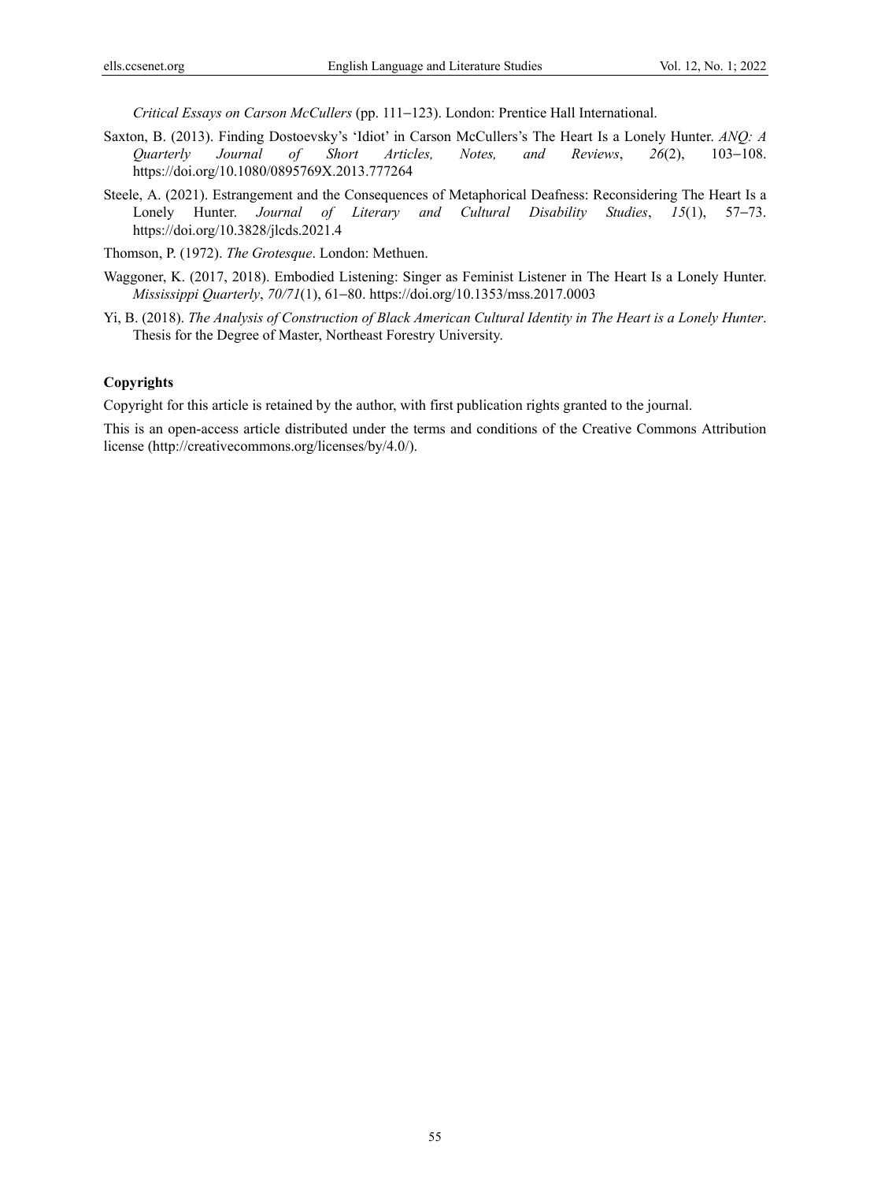*Critical Essays on Carson McCullers* (pp. 111–123). London: Prentice Hall International.

Saxton, B. (2013). Finding Dostoevsky's 'Idiot' in Carson McCullers's The Heart Is a Lonely Hunter. *ANQ: A Quarterly Journal of Short Articles, Notes, and Reviews*, *26*(2), 103–108. https://doi.org/10.1080/0895769X.2013.777264

Steele, A. (2021). Estrangement and the Consequences of Metaphorical Deafness: Reconsidering The Heart Is a Lonely Hunter. *Journal of Literary and Cultural Disability Studies*, *15*(1), 57–73. https://doi.org/10.3828/jlcds.2021.4

Thomson, P. (1972). *The Grotesque*. London: Methuen.

Waggoner, K. (2017, 2018). Embodied Listening: Singer as Feminist Listener in The Heart Is a Lonely Hunter. *Mississippi Quarterly*, *70/71*(1), 61–80. https://doi.org/10.1353/mss.2017.0003

Yi, B. (2018). *The Analysis of Construction of Black American Cultural Identity in The Heart is a Lonely Hunter*. Thesis for the Degree of Master, Northeast Forestry University.

## Copyrights

Copyright for this article is retained by the author, with first publication rights granted to the journal.

This is an open-access article distributed under the terms and conditions of the Creative Commons Attribution license (http://creativecommons.org/licenses/by/4.0/).